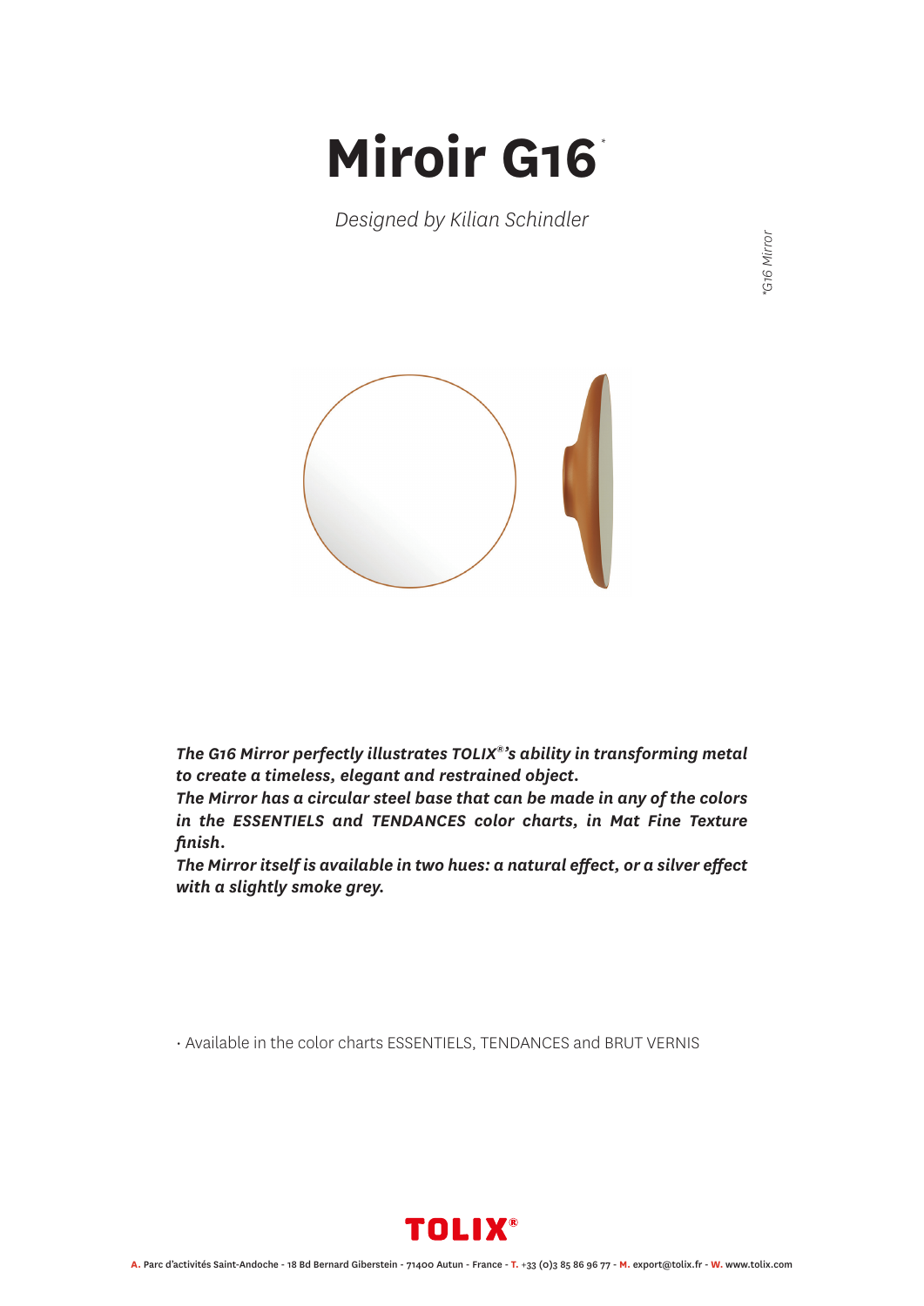# Miroir G16*

*Designed by Kilian Schindler*

*G16 Mirror

***The G16 Mirror perfectly illustrates TOLIX®'s ability in transforming metal to create a timeless, elegant and restrained object.***
***The Mirror has a circular steel base that can be made in any of the colors in the ESSENTIELS and TENDANCES color charts, in Mat Fine Texture finish.***
***The Mirror itself is available in two hues: a natural effect, or a silver effect with a slightly smoke grey.***

- Available in the color charts ESSENTIELS, TENDANCES and BRUT VERNIS

**TOLIX®**

**A.** Parc d'activités Saint-Andoche - 18 Bd Bernard Giberstein - 71400 Autun - France - **T.** +33 (0)3 85 86 96 77 - **M.** export@tolix.fr - **W.** www.tolix.com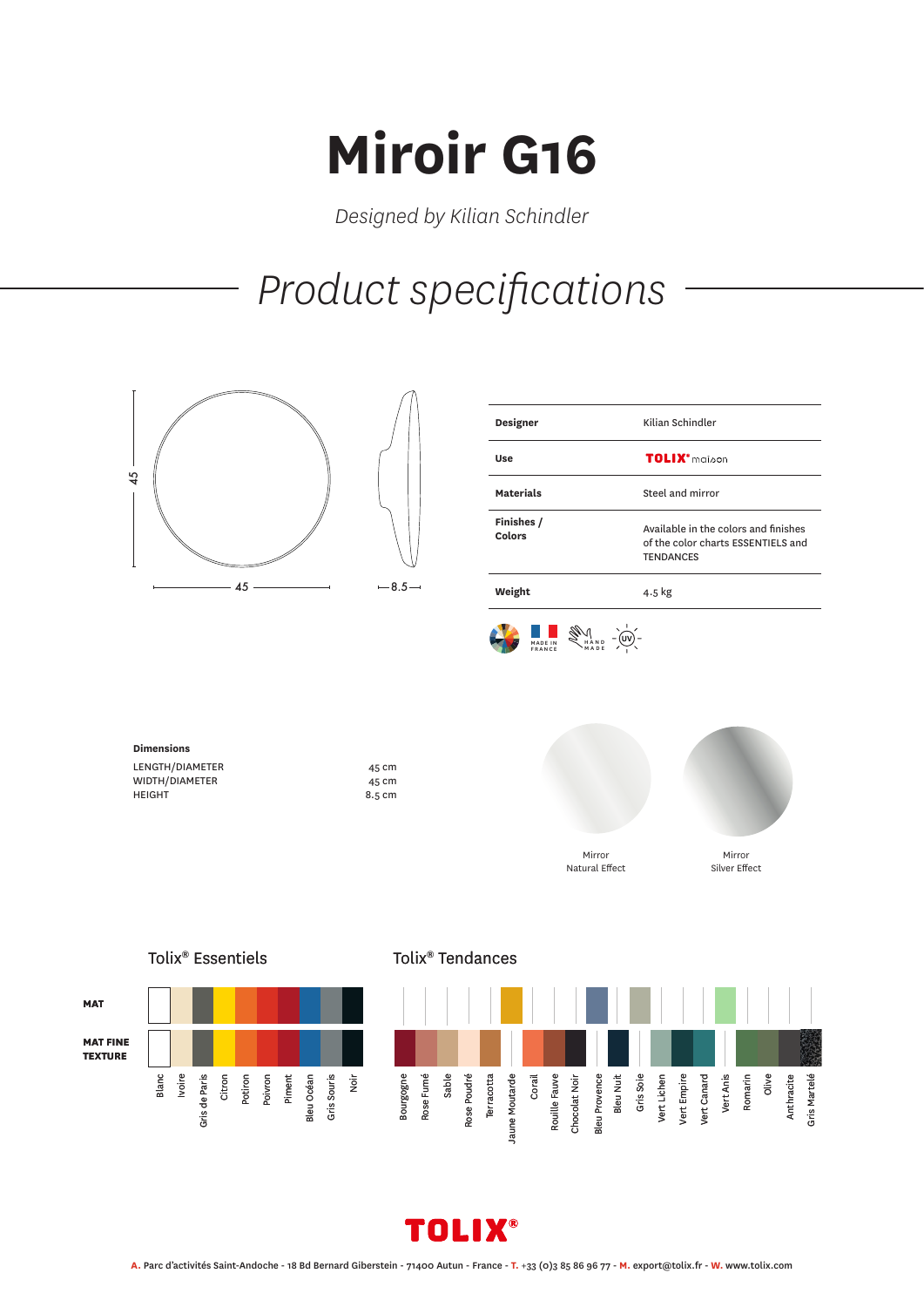# Miroir G16

*Designed by Kilian Schindler*

## *Product specifications*

45

45

8.5

| | |
|---|---|
| **Designer** | Kilian Schindler |
| **Use** | TOLIX® maison |
| **Materials** | Steel and mirror |
| **Finishes / Colors** | Available in the colors and finishes of the color charts ESSENTIELS and TENDANCES |
| **Weight** | 4.5 kg |

MADE IN FRANCE

HAND MADE

UV

**Dimensions**

| | |
|---|---|
| LENGTH/DIAMETER | 45 cm |
| WIDTH/DIAMETER | 45 cm |
| HEIGHT | 8.5 cm |

Mirror
Natural Effect

Mirror
Silver Effect

### Tolix® Essentiels

**MAT**

**MAT FINE TEXTURE**

Blanc, Ivoire, Gris de Paris, Citron, Potiron, Poivron, Piment, Bleu Océan, Gris Souris, Noir

### Tolix® Tendances

Bourgogne, Rose Fumé, Sable, Rose Poudré, Terracotta, Jaune Moutarde, Corail, Rouille Fauve, Chocolat Noir, Bleu Provence, Bleu Nuit, Gris Soie, Vert Lichen, Vert Empire, Vert Canard, Vert Anis, Romarin, Olive, Anthracite, Gris Martelé

TOLIX®

**A.** Parc d'activités Saint-Andoche - 18 Bd Bernard Giberstein - 71400 Autun - France - **T.** +33 (0)3 85 86 96 77 - **M.** export@tolix.fr - **W.** www.tolix.com